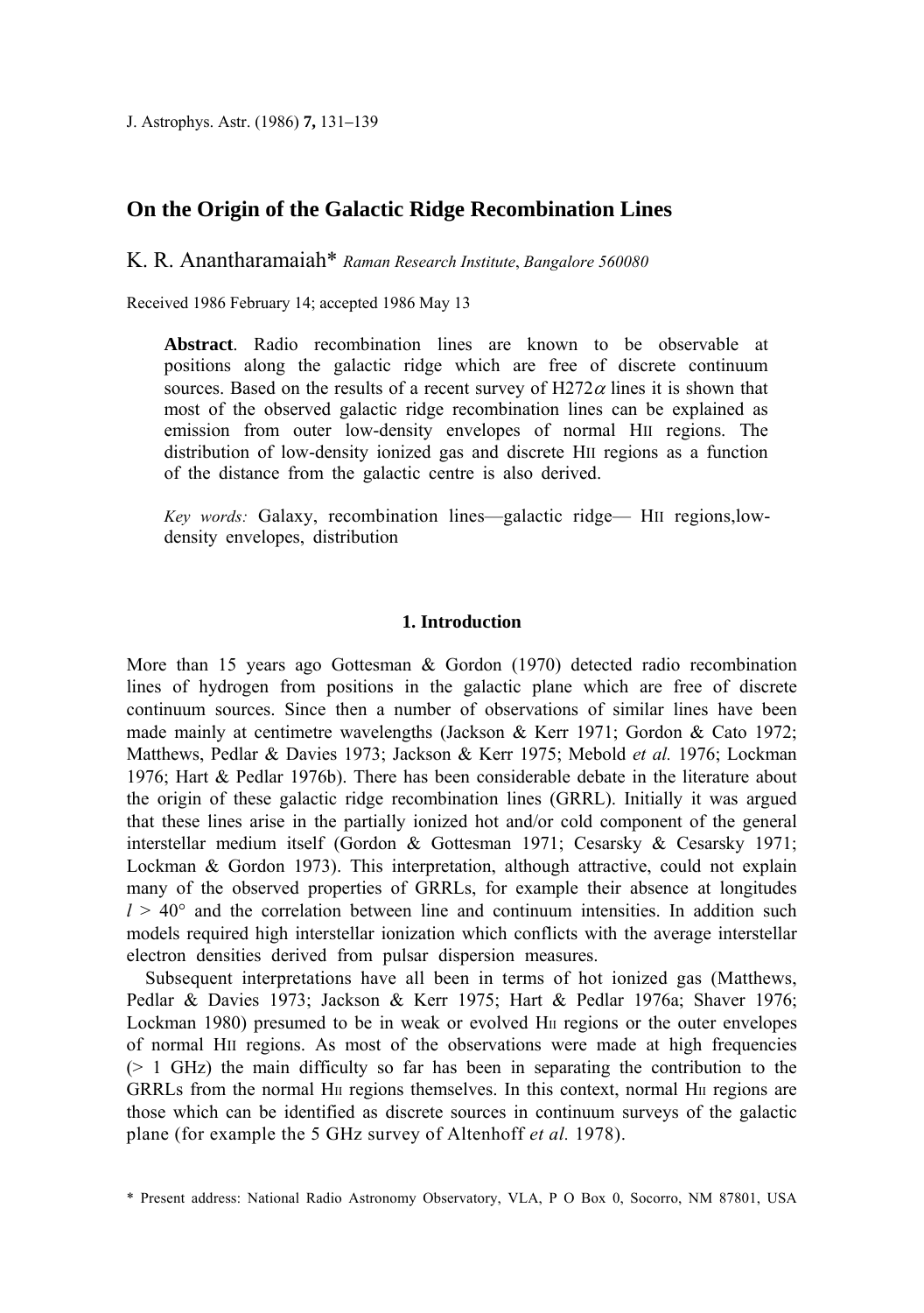# On the Origin of the Galactic Ridge Recombination Lines

K. R. Anantharamaiah* *Raman Research Institute*, *Bangalore 560080*

Received 1986 February 14; accepted 1986 May 13

> **Abstract**. Radio recombination lines are known to be observable at positions along the galactic ridge which are free of discrete continuum sources. Based on the results of a recent survey of H272$\alpha$ lines it is shown that most of the observed galactic ridge recombination lines can be explained as emission from outer low-density envelopes of normal HII regions. The distribution of low-density ionized gas and discrete HII regions as a function of the distance from the galactic centre is also derived.
>
> *Key words:* Galaxy, recombination lines—galactic ridge— HII regions,low-density envelopes, distribution

## 1. Introduction

More than 15 years ago Gottesman & Gordon (1970) detected radio recombination lines of hydrogen from positions in the galactic plane which are free of discrete continuum sources. Since then a number of observations of similar lines have been made mainly at centimetre wavelengths (Jackson & Kerr 1971; Gordon & Cato 1972; Matthews, Pedlar & Davies 1973; Jackson & Kerr 1975; Mebold *et al.* 1976; Lockman 1976; Hart & Pedlar 1976b). There has been considerable debate in the literature about the origin of these galactic ridge recombination lines (GRRL). Initially it was argued that these lines arise in the partially ionized hot and/or cold component of the general interstellar medium itself (Gordon & Gottesman 1971; Cesarsky & Cesarsky 1971; Lockman & Gordon 1973). This interpretation, although attractive, could not explain many of the observed properties of GRRLs, for example their absence at longitudes $l > 40°$ and the correlation between line and continuum intensities. In addition such models required high interstellar ionization which conflicts with the average interstellar electron densities derived from pulsar dispersion measures.

Subsequent interpretations have all been in terms of hot ionized gas (Matthews, Pedlar & Davies 1973; Jackson & Kerr 1975; Hart & Pedlar 1976a; Shaver 1976; Lockman 1980) presumed to be in weak or evolved HII regions or the outer envelopes of normal HII regions. As most of the observations were made at high frequencies (> 1 GHz) the main difficulty so far has been in separating the contribution to the GRRLs from the normal HII regions themselves. In this context, normal HII regions are those which can be identified as discrete sources in continuum surveys of the galactic plane (for example the 5 GHz survey of Altenhoff *et al.* 1978).

\* Present address: National Radio Astronomy Observatory, VLA, P O Box 0, Socorro, NM 87801, USA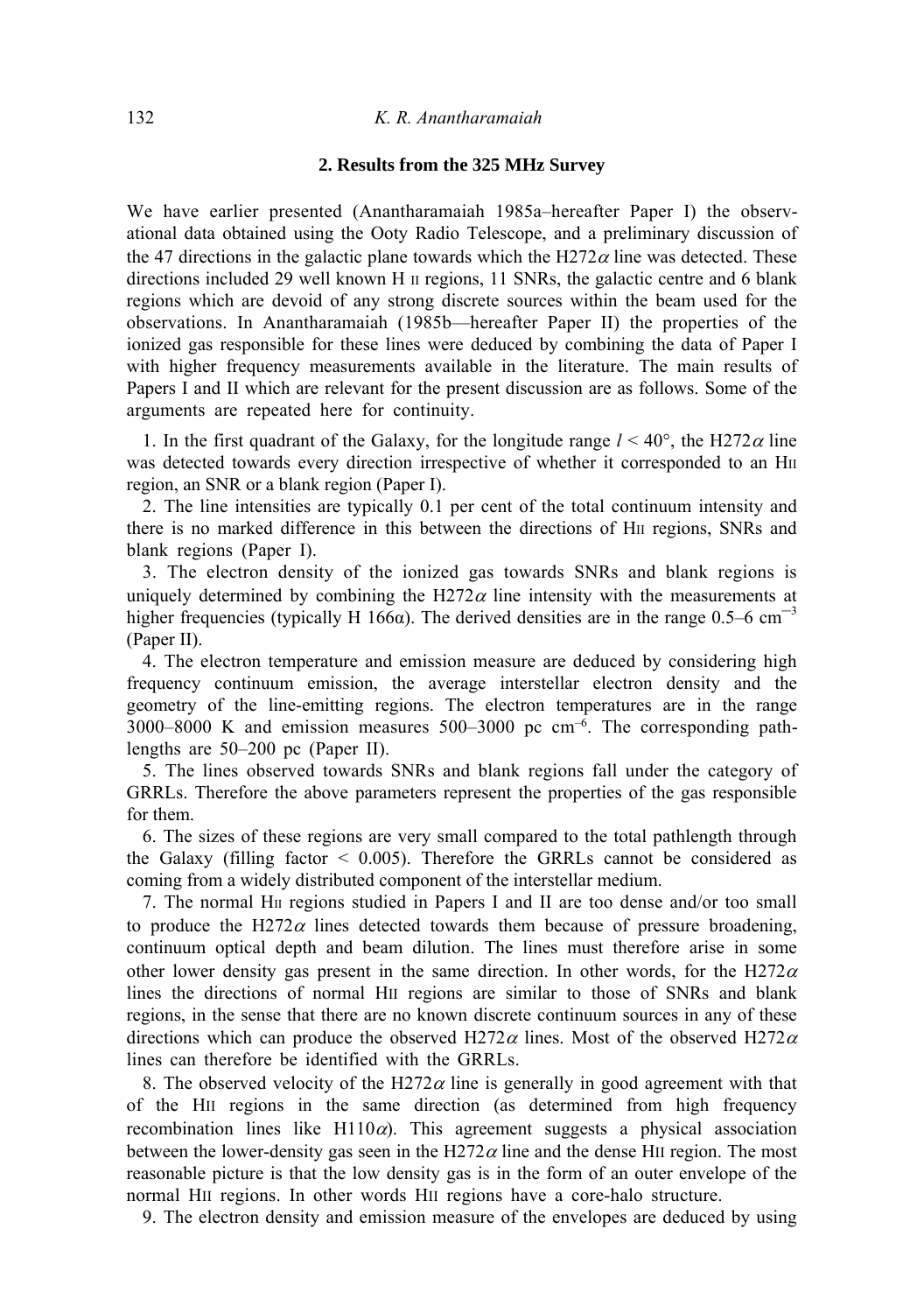## 2. Results from the 325 MHz Survey

We have earlier presented (Anantharamaiah 1985a–hereafter Paper I) the observational data obtained using the Ooty Radio Telescope, and a preliminary discussion of the 47 directions in the galactic plane towards which the H272$\alpha$ line was detected. These directions included 29 well known H II regions, 11 SNRs, the galactic centre and 6 blank regions which are devoid of any strong discrete sources within the beam used for the observations. In Anantharamaiah (1985b—hereafter Paper II) the properties of the ionized gas responsible for these lines were deduced by combining the data of Paper I with higher frequency measurements available in the literature. The main results of Papers I and II which are relevant for the present discussion are as follows. Some of the arguments are repeated here for continuity.

1. In the first quadrant of the Galaxy, for the longitude range $l < 40°$, the H272$\alpha$ line was detected towards every direction irrespective of whether it corresponded to an HII region, an SNR or a blank region (Paper I).

2. The line intensities are typically 0.1 per cent of the total continuum intensity and there is no marked difference in this between the directions of HII regions, SNRs and blank regions (Paper I).

3. The electron density of the ionized gas towards SNRs and blank regions is uniquely determined by combining the H272$\alpha$ line intensity with the measurements at higher frequencies (typically H 166α). The derived densities are in the range 0.5–6 $cm^{-3}$ (Paper II).

4. The electron temperature and emission measure are deduced by considering high frequency continuum emission, the average interstellar electron density and the geometry of the line-emitting regions. The electron temperatures are in the range 3000–8000 K and emission measures 500–3000 pc $cm^{-6}$. The corresponding path-lengths are 50–200 pc (Paper II).

5. The lines observed towards SNRs and blank regions fall under the category of GRRLs. Therefore the above parameters represent the properties of the gas responsible for them.

6. The sizes of these regions are very small compared to the total pathlength through the Galaxy (filling factor $< 0.005$). Therefore the GRRLs cannot be considered as coming from a widely distributed component of the interstellar medium.

7. The normal HII regions studied in Papers I and II are too dense and/or too small to produce the H272$\alpha$ lines detected towards them because of pressure broadening, continuum optical depth and beam dilution. The lines must therefore arise in some other lower density gas present in the same direction. In other words, for the H272$\alpha$ lines the directions of normal HII regions are similar to those of SNRs and blank regions, in the sense that there are no known discrete continuum sources in any of these directions which can produce the observed H272$\alpha$ lines. Most of the observed H272$\alpha$ lines can therefore be identified with the GRRLs.

8. The observed velocity of the H272$\alpha$ line is generally in good agreement with that of the HII regions in the same direction (as determined from high frequency recombination lines like H110$\alpha$). This agreement suggests a physical association between the lower-density gas seen in the H272$\alpha$ line and the dense HII region. The most reasonable picture is that the low density gas is in the form of an outer envelope of the normal HII regions. In other words HII regions have a core-halo structure.

9. The electron density and emission measure of the envelopes are deduced by using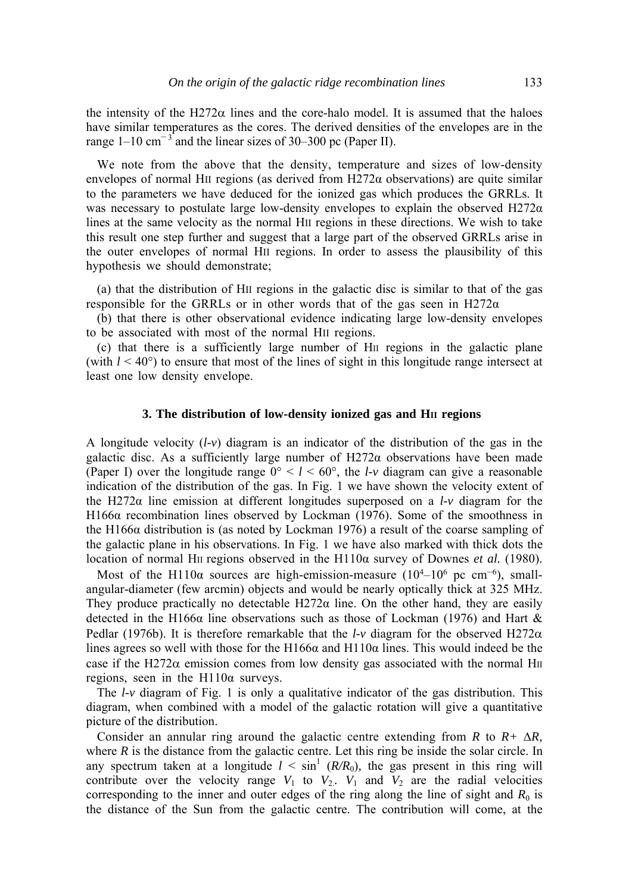the intensity of the H272α lines and the core-halo model. It is assumed that the haloes have similar temperatures as the cores. The derived densities of the envelopes are in the range 1–10 $cm^{-3}$ and the linear sizes of 30–300 pc (Paper II).

We note from the above that the density, temperature and sizes of low-density envelopes of normal HII regions (as derived from H272α observations) are quite similar to the parameters we have deduced for the ionized gas which produces the GRRLs. It was necessary to postulate large low-density envelopes to explain the observed H272α lines at the same velocity as the normal HII regions in these directions. We wish to take this result one step further and suggest that a large part of the observed GRRLs arise in the outer envelopes of normal HII regions. In order to assess the plausibility of this hypothesis we should demonstrate;

(a) that the distribution of HII regions in the galactic disc is similar to that of the gas responsible for the GRRLs or in other words that of the gas seen in H272α

(b) that there is other observational evidence indicating large low-density envelopes to be associated with most of the normal HII regions.

(c) that there is a sufficiently large number of HII regions in the galactic plane (with $l < 40°$) to ensure that most of the lines of sight in this longitude range intersect at least one low density envelope.

## 3. The distribution of low-density ionized gas and HII regions

A longitude velocity (*l-v*) diagram is an indicator of the distribution of the gas in the galactic disc. As a sufficiently large number of H272α observations have been made (Paper I) over the longitude range $0° < l < 60°$, the *l-v* diagram can give a reasonable indication of the distribution of the gas. In Fig. 1 we have shown the velocity extent of the H272α line emission at different longitudes superposed on a *l-v* diagram for the H166α recombination lines observed by Lockman (1976). Some of the smoothness in the H166α distribution is (as noted by Lockman 1976) a result of the coarse sampling of the galactic plane in his observations. In Fig. 1 we have also marked with thick dots the location of normal HII regions observed in the H110α survey of Downes *et al.* (1980).

Most of the H110α sources are high-emission-measure ($10^4$–$10^6$ pc $cm^{-6}$), small-angular-diameter (few arcmin) objects and would be nearly optically thick at 325 MHz. They produce practically no detectable H272α line. On the other hand, they are easily detected in the H166α line observations such as those of Lockman (1976) and Hart & Pedlar (1976b). It is therefore remarkable that the *l-v* diagram for the observed H272α lines agrees so well with those for the H166α and H110α lines. This would indeed be the case if the H272α emission comes from low density gas associated with the normal HII regions, seen in the H110α surveys.

The *l-v* diagram of Fig. 1 is only a qualitative indicator of the gas distribution. This diagram, when combined with a model of the galactic rotation will give a quantitative picture of the distribution.

Consider an annular ring around the galactic centre extending from $R$ to $R + \Delta R$, where $R$ is the distance from the galactic centre. Let this ring be inside the solar circle. In any spectrum taken at a longitude $l < \sin^{1}(R/R_0)$, the gas present in this ring will contribute over the velocity range $V_1$ to $V_2$. $V_1$ and $V_2$ are the radial velocities corresponding to the inner and outer edges of the ring along the line of sight and $R_0$ is the distance of the Sun from the galactic centre. The contribution will come, at the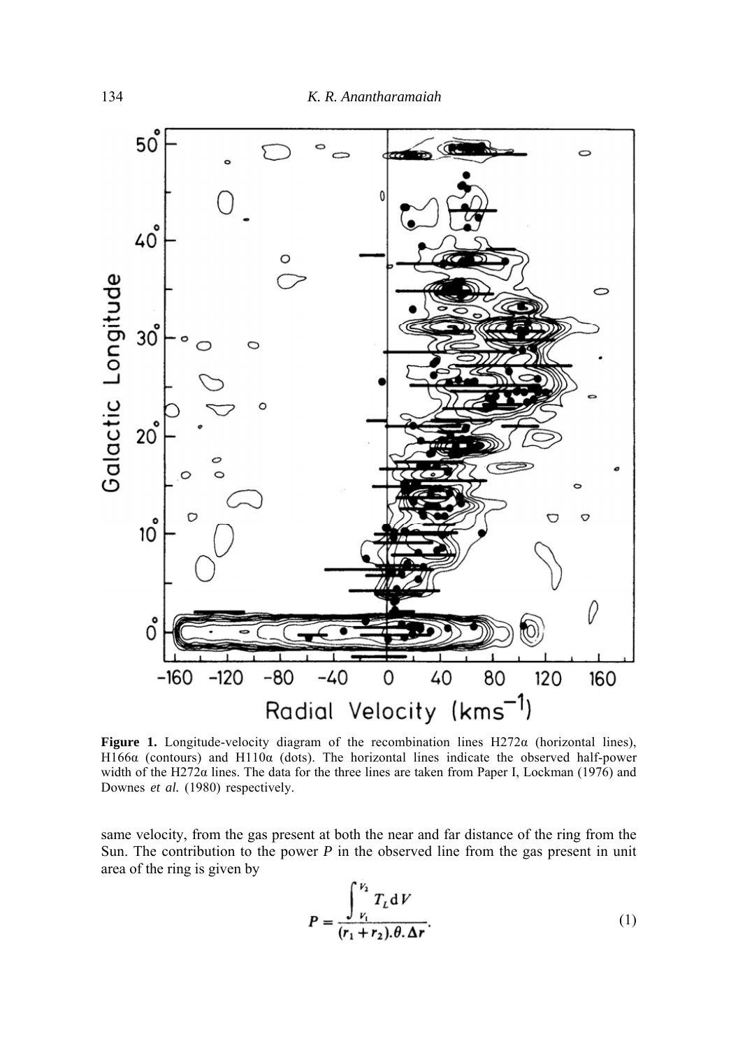**Figure 1.** Longitude-velocity diagram of the recombination lines H272α (horizontal lines), H166α (contours) and H110α (dots). The horizontal lines indicate the observed half-power width of the H272α lines. The data for the three lines are taken from Paper I, Lockman (1976) and Downes *et al.* (1980) respectively.

same velocity, from the gas present at both the near and far distance of the ring from the Sun. The contribution to the power *P* in the observed line from the gas present in unit area of the ring is given by

$$P = \frac{\int_{V_1}^{V_2} T_L \, \mathrm{d}V}{(r_1 + r_2).\theta.\Delta r}. \tag{1}$$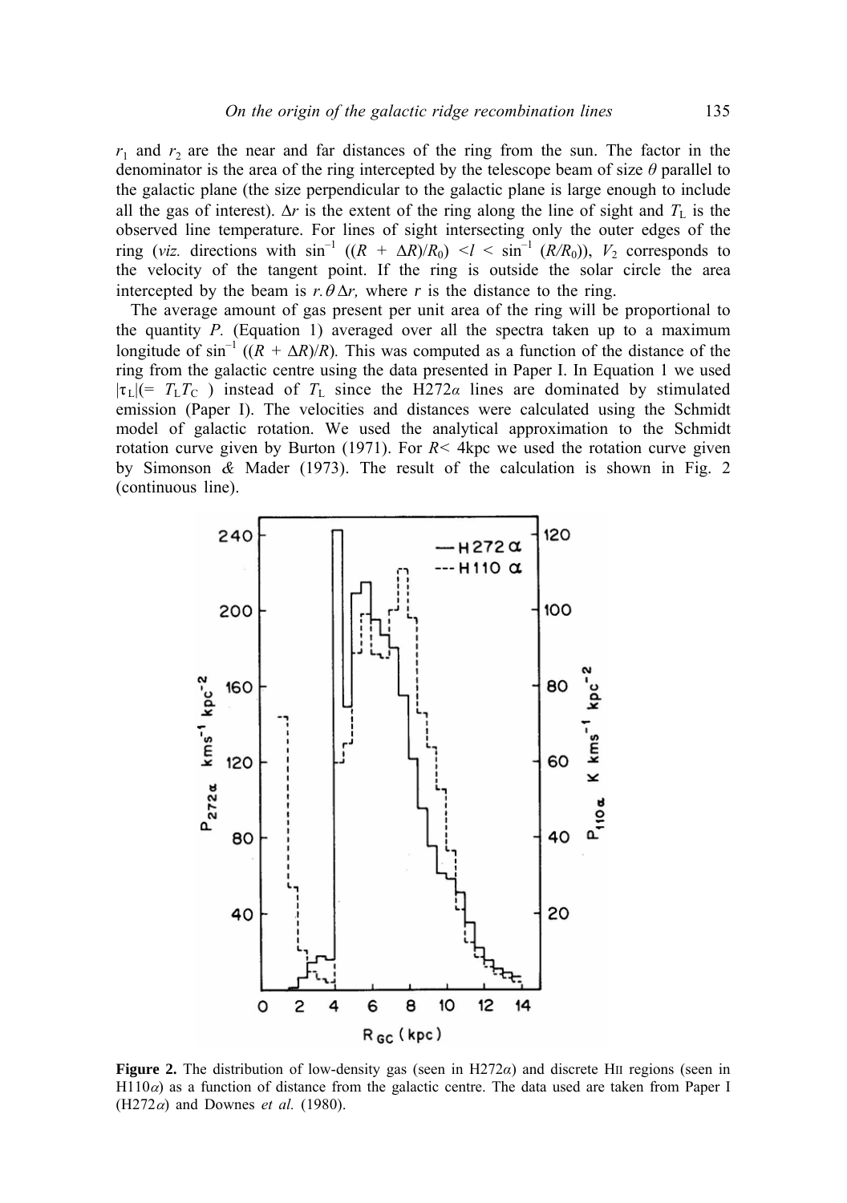$r_1$ and $r_2$ are the near and far distances of the ring from the sun. The factor in the denominator is the area of the ring intercepted by the telescope beam of size $\theta$ parallel to the galactic plane (the size perpendicular to the galactic plane is large enough to include all the gas of interest). $\Delta r$ is the extent of the ring along the line of sight and $T_L$ is the observed line temperature. For lines of sight intersecting only the outer edges of the ring (*viz.* directions with $\sin^{-1}((R + \Delta R)/R_0) < l < \sin^{-1}(R/R_0)$), $V_2$ corresponds to the velocity of the tangent point. If the ring is outside the solar circle the area intercepted by the beam is $r.\theta\Delta r$, where $r$ is the distance to the ring.

The average amount of gas present per unit area of the ring will be proportional to the quantity $P$. (Equation 1) averaged over all the spectra taken up to a maximum longitude of $\sin^{-1}((R + \Delta R)/R)$. This was computed as a function of the distance of the ring from the galactic centre using the data presented in Paper I. In Equation 1 we used $|\tau_L|(= T_L T_C)$ instead of $T_L$ since the H272$\alpha$ lines are dominated by stimulated emission (Paper I). The velocities and distances were calculated using the Schmidt model of galactic rotation. We used the analytical approximation to the Schmidt rotation curve given by Burton (1971). For $R <$ 4kpc we used the rotation curve given by Simonson & Mader (1973). The result of the calculation is shown in Fig. 2 (continuous line).

**Figure 2.** The distribution of low-density gas (seen in H272$\alpha$) and discrete HII regions (seen in H110$\alpha$) as a function of distance from the galactic centre. The data used are taken from Paper I (H272$\alpha$) and Downes *et al.* (1980).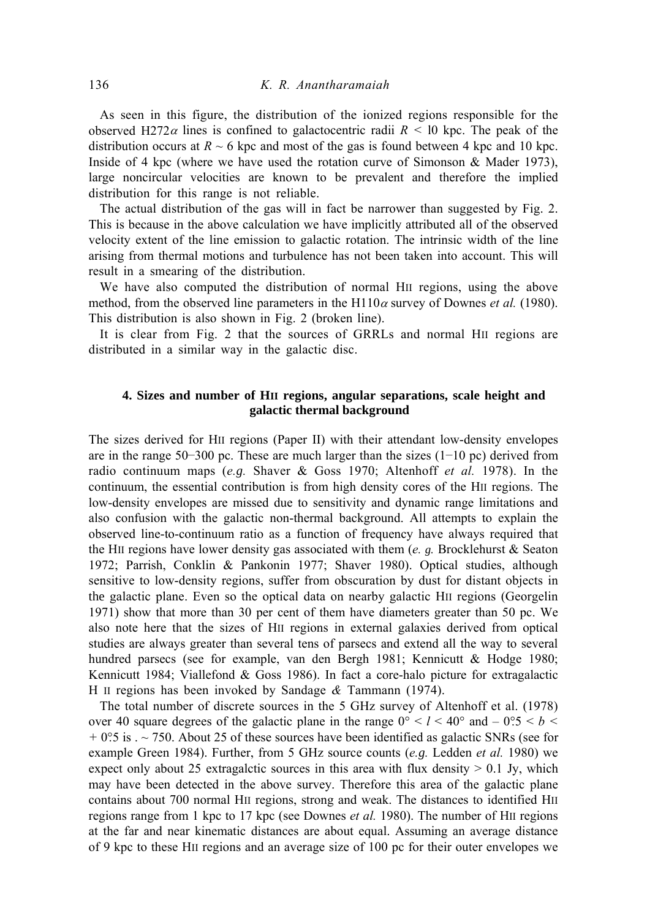As seen in this figure, the distribution of the ionized regions responsible for the observed H272$\alpha$ lines is confined to galactocentric radii $R$ < 10 kpc. The peak of the distribution occurs at $R$ ~ 6 kpc and most of the gas is found between 4 kpc and 10 kpc. Inside of 4 kpc (where we have used the rotation curve of Simonson & Mader 1973), large noncircular velocities are known to be prevalent and therefore the implied distribution for this range is not reliable.

The actual distribution of the gas will in fact be narrower than suggested by Fig. 2. This is because in the above calculation we have implicitly attributed all of the observed velocity extent of the line emission to galactic rotation. The intrinsic width of the line arising from thermal motions and turbulence has not been taken into account. This will result in a smearing of the distribution.

We have also computed the distribution of normal HII regions, using the above method, from the observed line parameters in the H110$\alpha$ survey of Downes *et al.* (1980). This distribution is also shown in Fig. 2 (broken line).

It is clear from Fig. 2 that the sources of GRRLs and normal HII regions are distributed in a similar way in the galactic disc.

## 4. Sizes and number of HII regions, angular separations, scale height and galactic thermal background

The sizes derived for HII regions (Paper II) with their attendant low-density envelopes are in the range 50–300 pc. These are much larger than the sizes (1–10 pc) derived from radio continuum maps (*e.g.* Shaver & Goss 1970; Altenhoff *et al.* 1978). In the continuum, the essential contribution is from high density cores of the HII regions. The low-density envelopes are missed due to sensitivity and dynamic range limitations and also confusion with the galactic non-thermal background. All attempts to explain the observed line-to-continuum ratio as a function of frequency have always required that the HII regions have lower density gas associated with them (*e. g.* Brocklehurst & Seaton 1972; Parrish, Conklin & Pankonin 1977; Shaver 1980). Optical studies, although sensitive to low-density regions, suffer from obscuration by dust for distant objects in the galactic plane. Even so the optical data on nearby galactic HII regions (Georgelin 1971) show that more than 30 per cent of them have diameters greater than 50 pc. We also note here that the sizes of HII regions in external galaxies derived from optical studies are always greater than several tens of parsecs and extend all the way to several hundred parsecs (see for example, van den Bergh 1981; Kennicutt & Hodge 1980; Kennicutt 1984; Viallefond & Goss 1986). In fact a core-halo picture for extragalactic H II regions has been invoked by Sandage & Tammann (1974).

The total number of discrete sources in the 5 GHz survey of Altenhoff et al. (1978) over 40 square degrees of the galactic plane in the range $0° < l < 40°$ and $-0°.5 < b < +0°.5$ is . ~ 750. About 25 of these sources have been identified as galactic SNRs (see for example Green 1984). Further, from 5 GHz source counts (*e.g.* Ledden *et al.* 1980) we expect only about 25 extragalctic sources in this area with flux density > 0.1 Jy, which may have been detected in the above survey. Therefore this area of the galactic plane contains about 700 normal HII regions, strong and weak. The distances to identified HII regions range from 1 kpc to 17 kpc (see Downes *et al.* 1980). The number of HII regions at the far and near kinematic distances are about equal. Assuming an average distance of 9 kpc to these HII regions and an average size of 100 pc for their outer envelopes we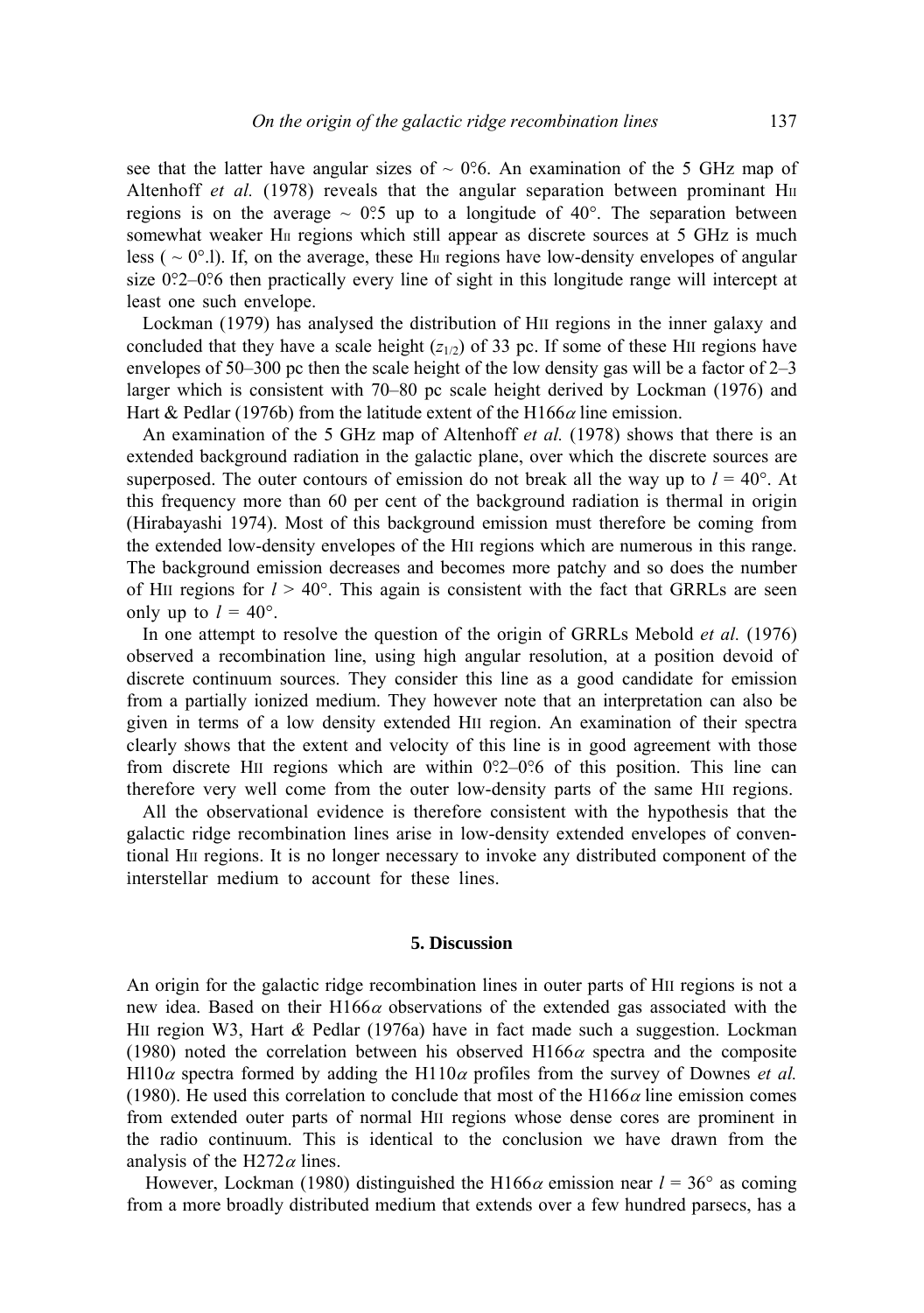see that the latter have angular sizes of ~ 0°.6. An examination of the 5 GHz map of Altenhoff *et al.* (1978) reveals that the angular separation between prominant HII regions is on the average ~ 0°.5 up to a longitude of 40°. The separation between somewhat weaker HII regions which still appear as discrete sources at 5 GHz is much less ( ~ 0°.l). If, on the average, these HII regions have low-density envelopes of angular size 0°.2–0°.6 then practically every line of sight in this longitude range will intercept at least one such envelope.

Lockman (1979) has analysed the distribution of HII regions in the inner galaxy and concluded that they have a scale height ($z_{1/2}$) of 33 pc. If some of these HII regions have envelopes of 50–300 pc then the scale height of the low density gas will be a factor of 2–3 larger which is consistent with 70–80 pc scale height derived by Lockman (1976) and Hart & Pedlar (1976b) from the latitude extent of the H166$\alpha$ line emission.

An examination of the 5 GHz map of Altenhoff *et al.* (1978) shows that there is an extended background radiation in the galactic plane, over which the discrete sources are superposed. The outer contours of emission do not break all the way up to $l$ = 40°. At this frequency more than 60 per cent of the background radiation is thermal in origin (Hirabayashi 1974). Most of this background emission must therefore be coming from the extended low-density envelopes of the HII regions which are numerous in this range. The background emission decreases and becomes more patchy and so does the number of HII regions for $l$ > 40°. This again is consistent with the fact that GRRLs are seen only up to $l$ = 40°.

In one attempt to resolve the question of the origin of GRRLs Mebold *et al.* (1976) observed a recombination line, using high angular resolution, at a position devoid of discrete continuum sources. They consider this line as a good candidate for emission from a partially ionized medium. They however note that an interpretation can also be given in terms of a low density extended HII region. An examination of their spectra clearly shows that the extent and velocity of this line is in good agreement with those from discrete HII regions which are within 0°.2–0°.6 of this position. This line can therefore very well come from the outer low-density parts of the same HII regions.

All the observational evidence is therefore consistent with the hypothesis that the galactic ridge recombination lines arise in low-density extended envelopes of conventional HII regions. It is no longer necessary to invoke any distributed component of the interstellar medium to account for these lines.

## 5. Discussion

An origin for the galactic ridge recombination lines in outer parts of HII regions is not a new idea. Based on their H166$\alpha$ observations of the extended gas associated with the HII region W3, Hart *&* Pedlar (1976a) have in fact made such a suggestion. Lockman (1980) noted the correlation between his observed H166$\alpha$ spectra and the composite Hl10$\alpha$ spectra formed by adding the H110$\alpha$ profiles from the survey of Downes *et al.* (1980). He used this correlation to conclude that most of the H166$\alpha$ line emission comes from extended outer parts of normal HII regions whose dense cores are prominent in the radio continuum. This is identical to the conclusion we have drawn from the analysis of the H272$\alpha$ lines.

However, Lockman (1980) distinguished the H166$\alpha$ emission near $l$ = 36° as coming from a more broadly distributed medium that extends over a few hundred parsecs, has a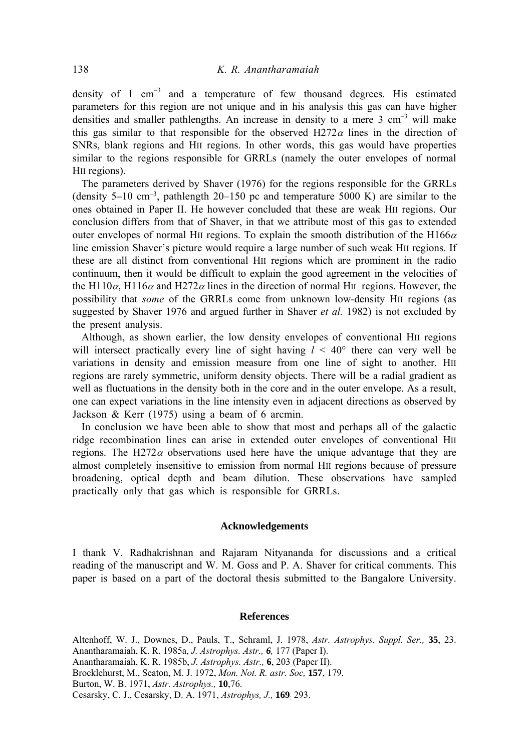density of 1 cm$^{-3}$ and a temperature of few thousand degrees. His estimated parameters for this region are not unique and in his analysis this gas can have higher densities and smaller pathlengths. An increase in density to a mere 3 cm$^{-3}$ will make this gas similar to that responsible for the observed H272$\alpha$ lines in the direction of SNRs, blank regions and HII regions. In other words, this gas would have properties similar to the regions responsible for GRRLs (namely the outer envelopes of normal HII regions).

The parameters derived by Shaver (1976) for the regions responsible for the GRRLs (density 5–10 cm$^{-3}$, pathlength 20–150 pc and temperature 5000 K) are similar to the ones obtained in Paper II. He however concluded that these are weak HII regions. Our conclusion differs from that of Shaver, in that we attribute most of this gas to extended outer envelopes of normal HII regions. To explain the smooth distribution of the H166$\alpha$ line emission Shaver's picture would require a large number of such weak HII regions. If these are all distinct from conventional HII regions which are prominent in the radio continuum, then it would be difficult to explain the good agreement in the velocities of the H110$\alpha$, H116$\alpha$ and H272$\alpha$ lines in the direction of normal HII regions. However, the possibility that *some* of the GRRLs come from unknown low-density HII regions (as suggested by Shaver 1976 and argued further in Shaver *et al.* 1982) is not excluded by the present analysis.

Although, as shown earlier, the low density envelopes of conventional HII regions will intersect practically every line of sight having $l$ < 40° there can very well be variations in density and emission measure from one line of sight to another. HII regions are rarely symmetric, uniform density objects. There will be a radial gradient as well as fluctuations in the density both in the core and in the outer envelope. As a result, one can expect variations in the line intensity even in adjacent directions as observed by Jackson & Kerr (1975) using a beam of 6 arcmin.

In conclusion we have been able to show that most and perhaps all of the galactic ridge recombination lines can arise in extended outer envelopes of conventional HII regions. The H272$\alpha$ observations used here have the unique advantage that they are almost completely insensitive to emission from normal HII regions because of pressure broadening, optical depth and beam dilution. These observations have sampled practically only that gas which is responsible for GRRLs.

## Acknowledgements

I thank V. Radhakrishnan and Rajaram Nityananda for discussions and a critical reading of the manuscript and W. M. Goss and P. A. Shaver for critical comments. This paper is based on a part of the doctoral thesis submitted to the Bangalore University.

## References

Altenhoff, W. J., Downes, D., Pauls, T., Schraml, J. 1978, *Astr. Astrophys. Suppl. Ser.,* **35**, 23.
Anantharamaiah, K. R. 1985a, *J. Astrophys. Astr., 6,* 177 (Paper I).
Anantharamaiah, K. R. 1985b, *J. Astrophys. Astr.,* **6**, 203 (Paper II).
Brocklehurst, M., Seaton, M. J. 1972, *Mon. Not. R. astr. Soc,* **157**, 179.
Burton, W. B. 1971, *Astr. Astrophys.,* **10**,76.
Cesarsky, C. J., Cesarsky, D. A. 1971, *Astrophys, J.,* **169**, 293.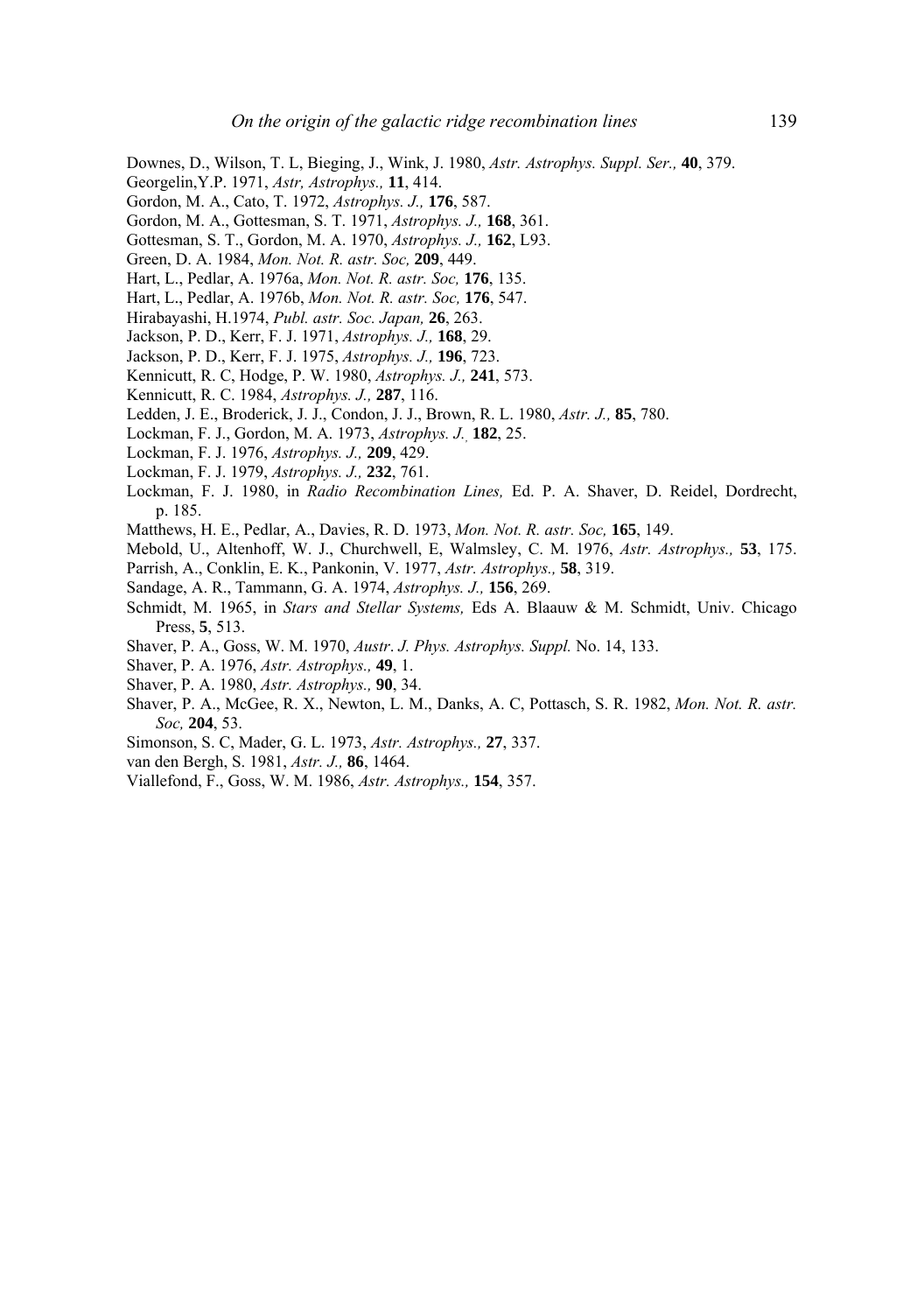Downes, D., Wilson, T. L, Bieging, J., Wink, J. 1980, *Astr. Astrophys. Suppl. Ser.,* **40**, 379.

Georgelin,Y.P. 1971, *Astr, Astrophys.,* **11**, 414.

Gordon, M. A., Cato, T. 1972, *Astrophys. J.,* **176**, 587.

Gordon, M. A., Gottesman, S. T. 1971, *Astrophys. J.,* **168**, 361.

Gottesman, S. T., Gordon, M. A. 1970, *Astrophys. J.,* **162**, L93.

Green, D. A. 1984, *Mon. Not. R. astr. Soc,* **209**, 449.

Hart, L., Pedlar, A. 1976a, *Mon. Not. R. astr. Soc,* **176**, 135.

Hart, L., Pedlar, A. 1976b, *Mon. Not. R. astr. Soc,* **176**, 547.

Hirabayashi, H.1974, *Publ. astr. Soc. Japan,* **26**, 263.

Jackson, P. D., Kerr, F. J. 1971, *Astrophys. J.,* **168**, 29.

Jackson, P. D., Kerr, F. J. 1975, *Astrophys. J.,* **196**, 723.

Kennicutt, R. C, Hodge, P. W. 1980, *Astrophys. J.,* **241**, 573.

Kennicutt, R. C. 1984, *Astrophys. J.,* **287**, 116.

Ledden, J. E., Broderick, J. J., Condon, J. J., Brown, R. L. 1980, *Astr. J.,* **85**, 780.

Lockman, F. J., Gordon, M. A. 1973, *Astrophys. J.,* **182**, 25.

Lockman, F. J. 1976, *Astrophys. J.,* **209**, 429.

Lockman, F. J. 1979, *Astrophys. J.,* **232**, 761.

Lockman, F. J. 1980, in *Radio Recombination Lines,* Ed. P. A. Shaver, D. Reidel, Dordrecht, p. 185.

Matthews, H. E., Pedlar, A., Davies, R. D. 1973, *Mon. Not. R. astr. Soc,* **165**, 149.

Mebold, U., Altenhoff, W. J., Churchwell, E, Walmsley, C. M. 1976, *Astr. Astrophys.,* **53**, 175.

Parrish, A., Conklin, E. K., Pankonin, V. 1977, *Astr. Astrophys.,* **58**, 319.

Sandage, A. R., Tammann, G. A. 1974, *Astrophys. J.,* **156**, 269.

Schmidt, M. 1965, in *Stars and Stellar Systems,* Eds A. Blaauw & M. Schmidt, Univ. Chicago Press, **5**, 513.

Shaver, P. A., Goss, W. M. 1970, *Austr. J. Phys. Astrophys. Suppl.* No. 14, 133.

Shaver, P. A. 1976, *Astr. Astrophys.,* **49**, 1.

Shaver, P. A. 1980, *Astr. Astrophys.,* **90**, 34.

Shaver, P. A., McGee, R. X., Newton, L. M., Danks, A. C, Pottasch, S. R. 1982, *Mon. Not. R. astr. Soc,* **204**, 53.

Simonson, S. C, Mader, G. L. 1973, *Astr. Astrophys.,* **27**, 337.

van den Bergh, S. 1981, *Astr. J.,* **86**, 1464.

Viallefond, F., Goss, W. M. 1986, *Astr. Astrophys.,* **154**, 357.